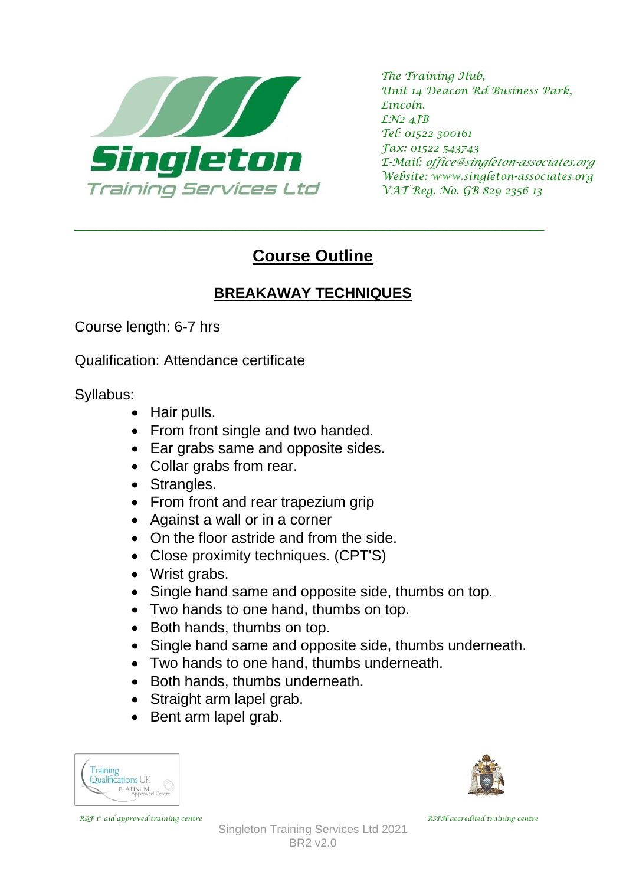Singleton
Training Services Ltd

*The Training Hub,*
*Unit 14 Deacon Rd Business Park,*
*Lincoln.*
*LN2 4JB*
*Tel: 01522 300161*
*Fax: 01522 543743*
*E-Mail: office@singleton-associates.org*
*Website: www.singleton-associates.org*
*VAT Reg. No. GB 829 2356 13*

# Course Outline

## BREAKAWAY TECHNIQUES

Course length: 6-7 hrs

Qualification: Attendance certificate

Syllabus:

- Hair pulls.
- From front single and two handed.
- Ear grabs same and opposite sides.
- Collar grabs from rear.
- Strangles.
- From front and rear trapezium grip
- Against a wall or in a corner
- On the floor astride and from the side.
- Close proximity techniques. (CPT'S)
- Wrist grabs.
- Single hand same and opposite side, thumbs on top.
- Two hands to one hand, thumbs on top.
- Both hands, thumbs on top.
- Single hand same and opposite side, thumbs underneath.
- Two hands to one hand, thumbs underneath.
- Both hands, thumbs underneath.
- Straight arm lapel grab.
- Bent arm lapel grab.

Training Qualifications UK PLATINUM Approved Centre

*RQF 1st aid approved training centre*

*RSPH accredited training centre*

Singleton Training Services Ltd 2021
BR2 v2.0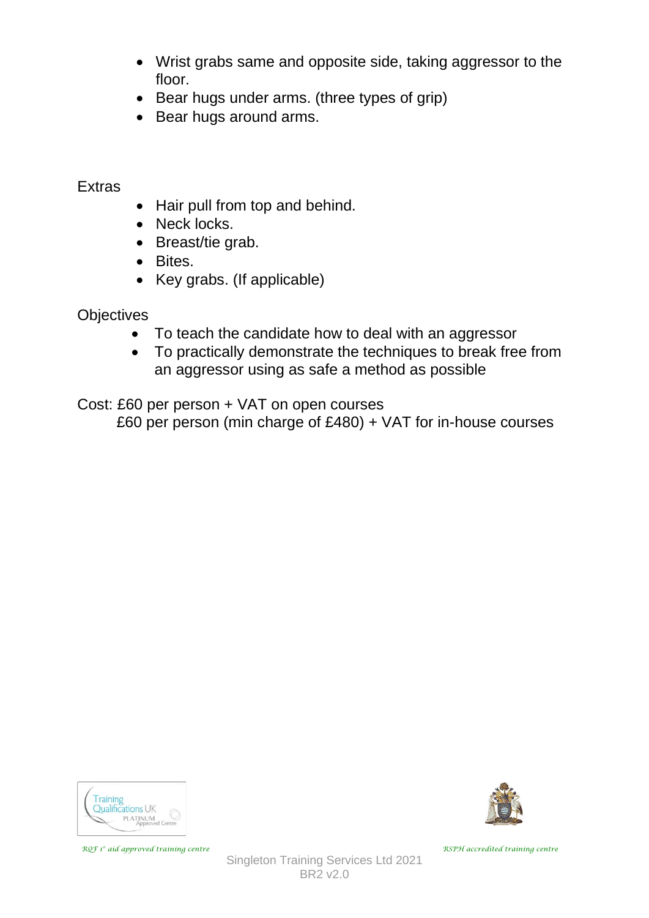- Wrist grabs same and opposite side, taking aggressor to the floor.
- Bear hugs under arms. (three types of grip)
- Bear hugs around arms.

Extras

- Hair pull from top and behind.
- Neck locks.
- Breast/tie grab.
- Bites.
- Key grabs. (If applicable)

Objectives

- To teach the candidate how to deal with an aggressor
- To practically demonstrate the techniques to break free from an aggressor using as safe a method as possible

Cost: £60 per person + VAT on open courses
£60 per person (min charge of £480) + VAT for in-house courses

*RQF 1st aid approved training centre*

*RSPH accredited training centre*

Singleton Training Services Ltd 2021
BR2 v2.0